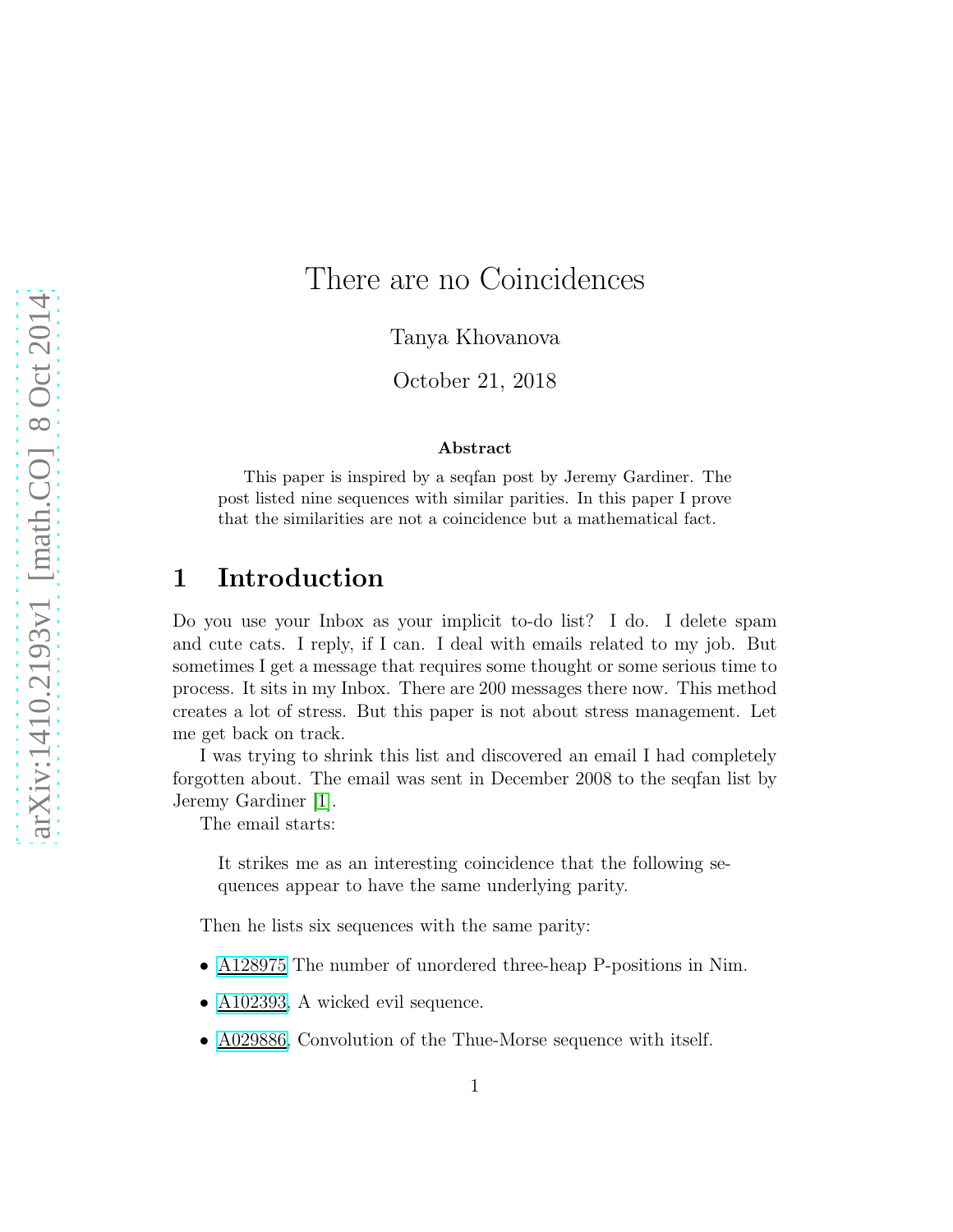# There are no Coincidences

Tanya Khovanova

October 21, 2018

**Abstract**

This paper is inspired by a seqfan post by Jeremy Gardiner. The post listed nine sequences with similar parities. In this paper I prove that the similarities are not a coincidence but a mathematical fact.

## 1 Introduction

Do you use your Inbox as your implicit to-do list? I do. I delete spam and cute cats. I reply, if I can. I deal with emails related to my job. But sometimes I get a message that requires some thought or some serious time to process. It sits in my Inbox. There are 200 messages there now. This method creates a lot of stress. But this paper is not about stress management. Let me get back on track.

I was trying to shrink this list and discovered an email I had completely forgotten about. The email was sent in December 2008 to the seqfan list by Jeremy Gardiner [1].

The email starts:

> It strikes me as an interesting coincidence that the following sequences appear to have the same underlying parity.

Then he lists six sequences with the same parity:

- A128975 The number of unordered three-heap P-positions in Nim.
- A102393, A wicked evil sequence.
- A029886, Convolution of the Thue-Morse sequence with itself.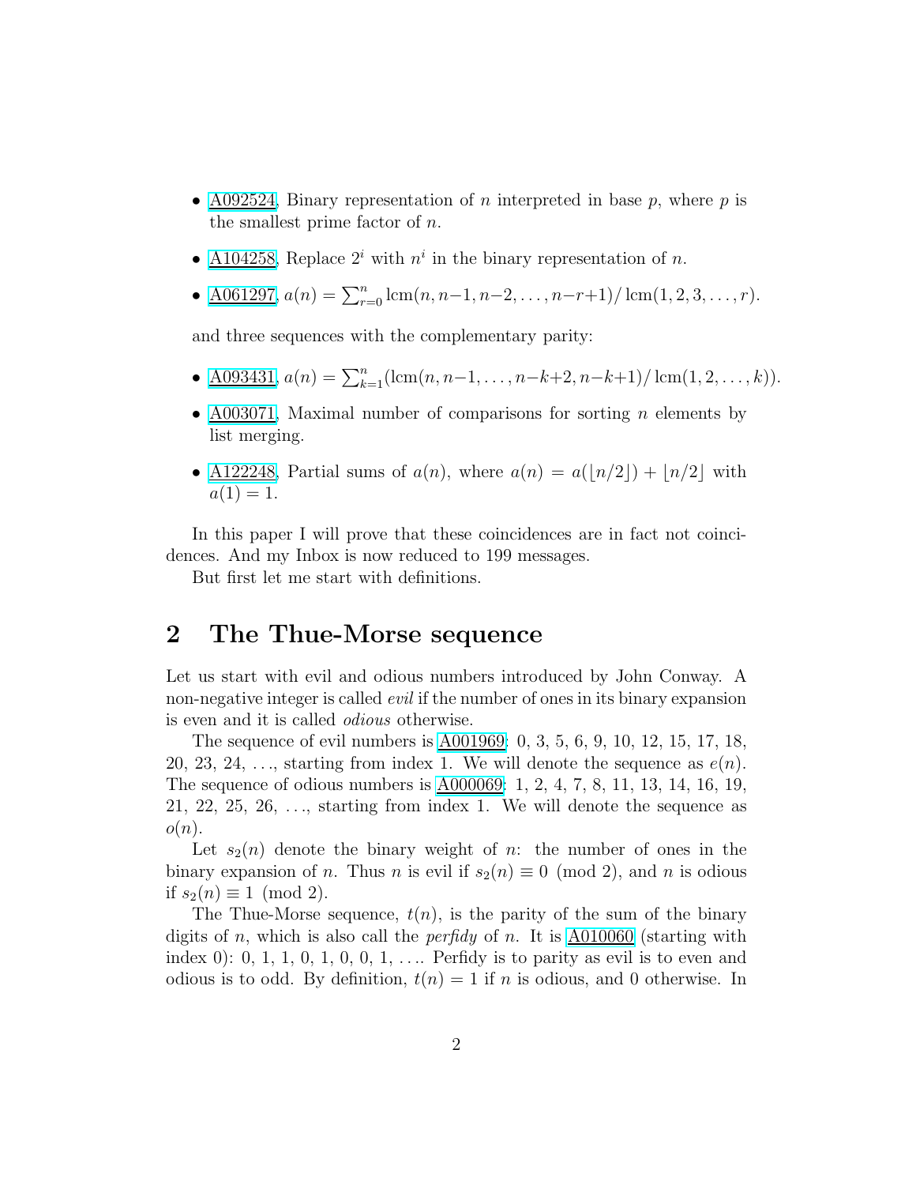- A092524, Binary representation of $n$ interpreted in base $p$, where $p$ is the smallest prime factor of $n$.
- A104258, Replace $2^i$ with $n^i$ in the binary representation of $n$.
- A061297, $a(n) = \sum_{r=0}^{n} \operatorname{lcm}(n, n-1, n-2, \ldots, n-r+1)/\operatorname{lcm}(1, 2, 3, \ldots, r)$.

and three sequences with the complementary parity:

- A093431, $a(n) = \sum_{k=1}^{n} (\operatorname{lcm}(n, n-1, \ldots, n-k+2, n-k+1)/\operatorname{lcm}(1, 2, \ldots, k))$.
- A003071, Maximal number of comparisons for sorting $n$ elements by list merging.
- A122248, Partial sums of $a(n)$, where $a(n) = a(\lfloor n/2 \rfloor) + \lfloor n/2 \rfloor$ with $a(1) = 1$.

In this paper I will prove that these coincidences are in fact not coincidences. And my Inbox is now reduced to 199 messages.

But first let me start with definitions.

## 2 The Thue-Morse sequence

Let us start with evil and odious numbers introduced by John Conway. A non-negative integer is called *evil* if the number of ones in its binary expansion is even and it is called *odious* otherwise.

The sequence of evil numbers is A001969: 0, 3, 5, 6, 9, 10, 12, 15, 17, 18, 20, 23, 24, …, starting from index 1. We will denote the sequence as $e(n)$. The sequence of odious numbers is A000069: 1, 2, 4, 7, 8, 11, 13, 14, 16, 19, 21, 22, 25, 26, …, starting from index 1. We will denote the sequence as $o(n)$.

Let $s_2(n)$ denote the binary weight of $n$: the number of ones in the binary expansion of $n$. Thus $n$ is evil if $s_2(n) \equiv 0 \pmod 2$, and $n$ is odious if $s_2(n) \equiv 1 \pmod 2$.

The Thue-Morse sequence, $t(n)$, is the parity of the sum of the binary digits of $n$, which is also call the *perfidy* of $n$. It is A010060 (starting with index 0): 0, 1, 1, 0, 1, 0, 0, 1, …. Perfidy is to parity as evil is to even and odious is to odd. By definition, $t(n) = 1$ if $n$ is odious, and 0 otherwise. In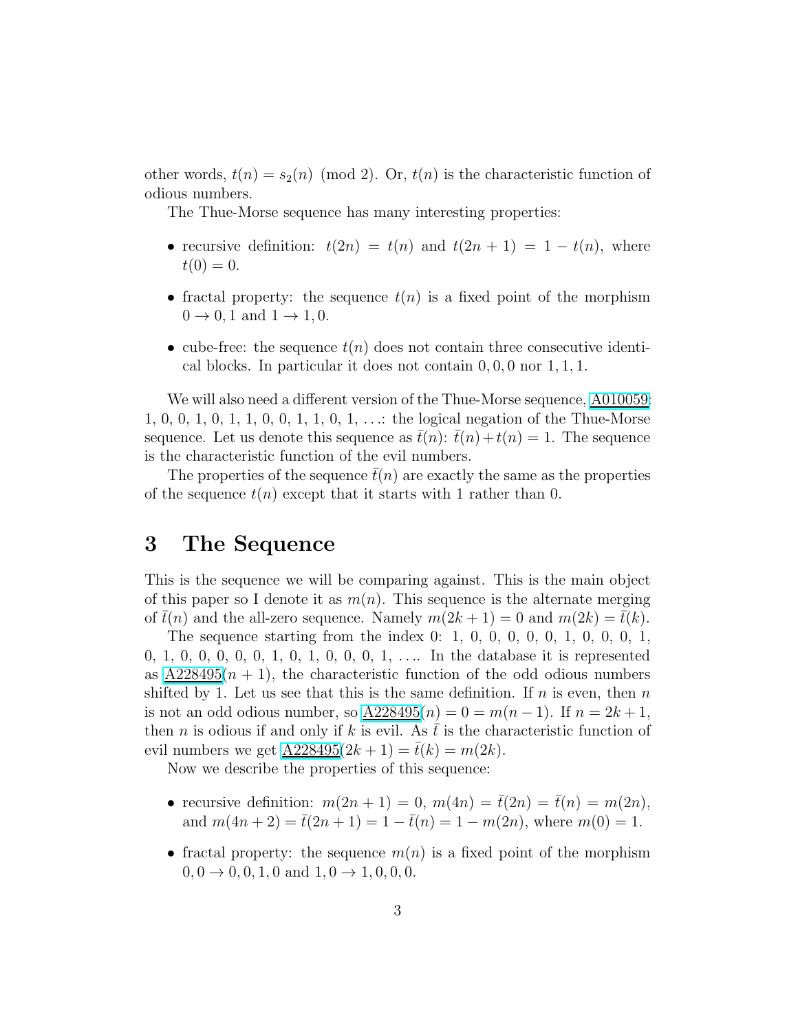other words, $t(n) = s_2(n) \pmod 2$. Or, $t(n)$ is the characteristic function of odious numbers.

The Thue-Morse sequence has many interesting properties:

- recursive definition: $t(2n) = t(n)$ and $t(2n+1) = 1 - t(n)$, where $t(0) = 0$.
- fractal property: the sequence $t(n)$ is a fixed point of the morphism $0 \to 0, 1$ and $1 \to 1, 0$.
- cube-free: the sequence $t(n)$ does not contain three consecutive identical blocks. In particular it does not contain $0, 0, 0$ nor $1, 1, 1$.

We will also need a different version of the Thue-Morse sequence, A010059: 1, 0, 0, 1, 0, 1, 1, 0, 0, 1, 1, 0, 1, ...: the logical negation of the Thue-Morse sequence. Let us denote this sequence as $\bar{t}(n)$: $\bar{t}(n) + t(n) = 1$. The sequence is the characteristic function of the evil numbers.

The properties of the sequence $\bar{t}(n)$ are exactly the same as the properties of the sequence $t(n)$ except that it starts with 1 rather than 0.

# 3 The Sequence

This is the sequence we will be comparing against. This is the main object of this paper so I denote it as $m(n)$. This sequence is the alternate merging of $\bar{t}(n)$ and the all-zero sequence. Namely $m(2k+1) = 0$ and $m(2k) = \bar{t}(k)$.

The sequence starting from the index 0: 1, 0, 0, 0, 0, 0, 1, 0, 0, 0, 1, 0, 1, 0, 0, 0, 0, 0, 1, 0, 1, 0, 0, 0, 1, .... In the database it is represented as A228495$(n+1)$, the characteristic function of the odd odious numbers shifted by 1. Let us see that this is the same definition. If $n$ is even, then $n$ is not an odd odious number, so A228495$(n) = 0 = m(n-1)$. If $n = 2k+1$, then $n$ is odious if and only if $k$ is evil. As $\bar{t}$ is the characteristic function of evil numbers we get A228495$(2k+1) = \bar{t}(k) = m(2k)$.

Now we describe the properties of this sequence:

- recursive definition: $m(2n+1) = 0$, $m(4n) = \bar{t}(2n) = \bar{t}(n) = m(2n)$, and $m(4n+2) = \bar{t}(2n+1) = 1 - \bar{t}(n) = 1 - m(2n)$, where $m(0) = 1$.
- fractal property: the sequence $m(n)$ is a fixed point of the morphism $0, 0 \to 0, 0, 1, 0$ and $1, 0 \to 1, 0, 0, 0$.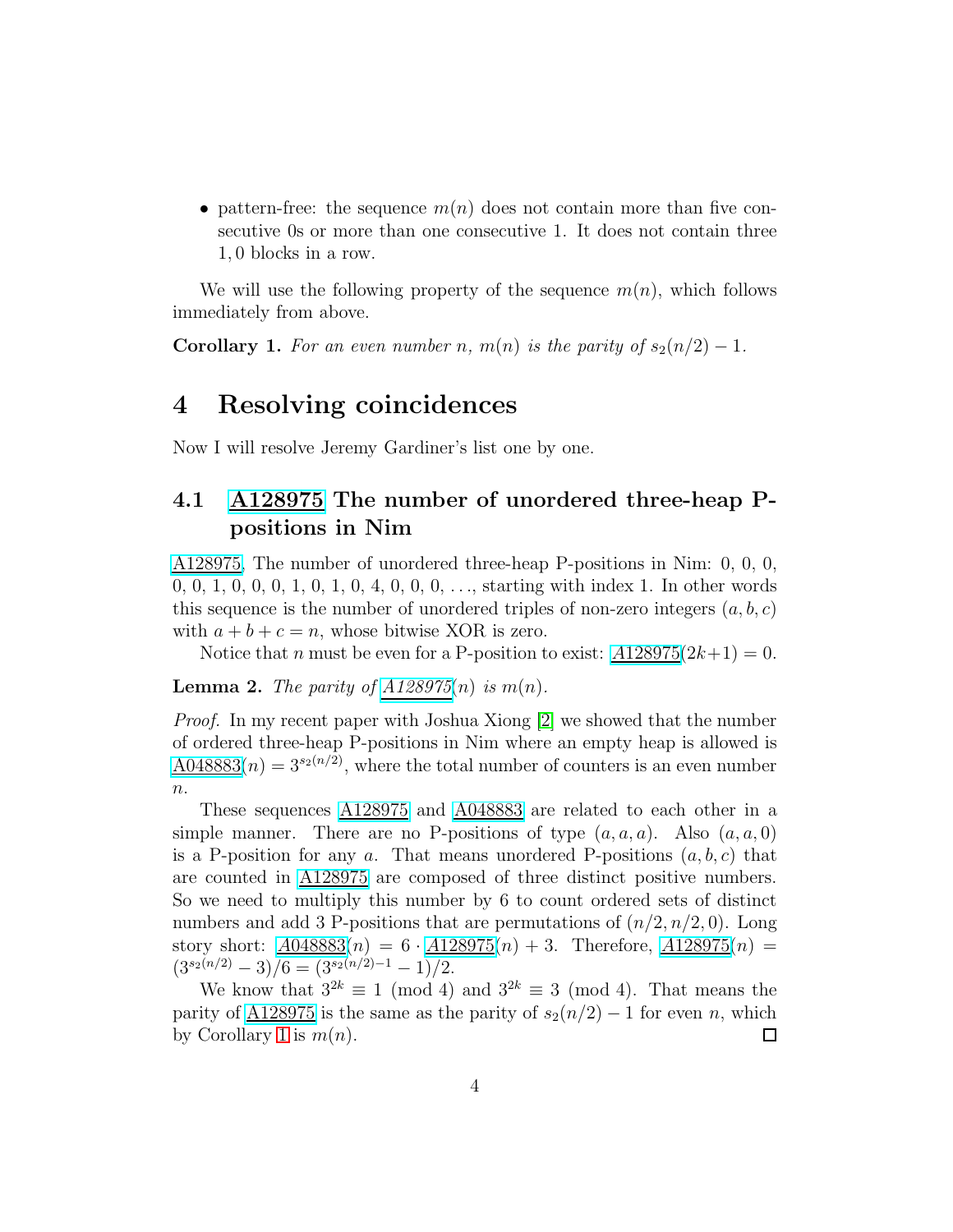- pattern-free: the sequence $m(n)$ does not contain more than five consecutive 0s or more than one consecutive 1. It does not contain three $1, 0$ blocks in a row.

We will use the following property of the sequence $m(n)$, which follows immediately from above.

**Corollary 1.** *For an even number $n$, $m(n)$ is the parity of $s_2(n/2) - 1$.*

# 4 Resolving coincidences

Now I will resolve Jeremy Gardiner's list one by one.

## 4.1 A128975 The number of unordered three-heap P-positions in Nim

A128975, The number of unordered three-heap P-positions in Nim: 0, 0, 0, 0, 0, 1, 0, 0, 0, 1, 0, 1, 0, 4, 0, 0, 0, ..., starting with index 1. In other words this sequence is the number of unordered triples of non-zero integers $(a, b, c)$ with $a + b + c = n$, whose bitwise XOR is zero.

Notice that $n$ must be even for a P-position to exist: *A128975*$(2k+1) = 0$.

**Lemma 2.** *The parity of A128975$(n)$ is $m(n)$.*

*Proof.* In my recent paper with Joshua Xiong [2] we showed that the number of ordered three-heap P-positions in Nim where an empty heap is allowed is A048883$(n) = 3^{s_2(n/2)}$, where the total number of counters is an even number $n$.

These sequences A128975 and A048883 are related to each other in a simple manner. There are no P-positions of type $(a, a, a)$. Also $(a, a, 0)$ is a P-position for any $a$. That means unordered P-positions $(a, b, c)$ that are counted in A128975 are composed of three distinct positive numbers. So we need to multiply this number by 6 to count ordered sets of distinct numbers and add 3 P-positions that are permutations of $(n/2, n/2, 0)$. Long story short: *A048883*$(n) = 6 \cdot$ *A128975*$(n) + 3$. Therefore, *A128975*$(n) = (3^{s_2(n/2)} - 3)/6 = (3^{s_2(n/2)-1} - 1)/2$.

We know that $3^{2k} \equiv 1 \pmod 4$ and $3^{2k} \equiv 3 \pmod 4$. That means the parity of A128975 is the same as the parity of $s_2(n/2) - 1$ for even $n$, which by Corollary 1 is $m(n)$. $\square$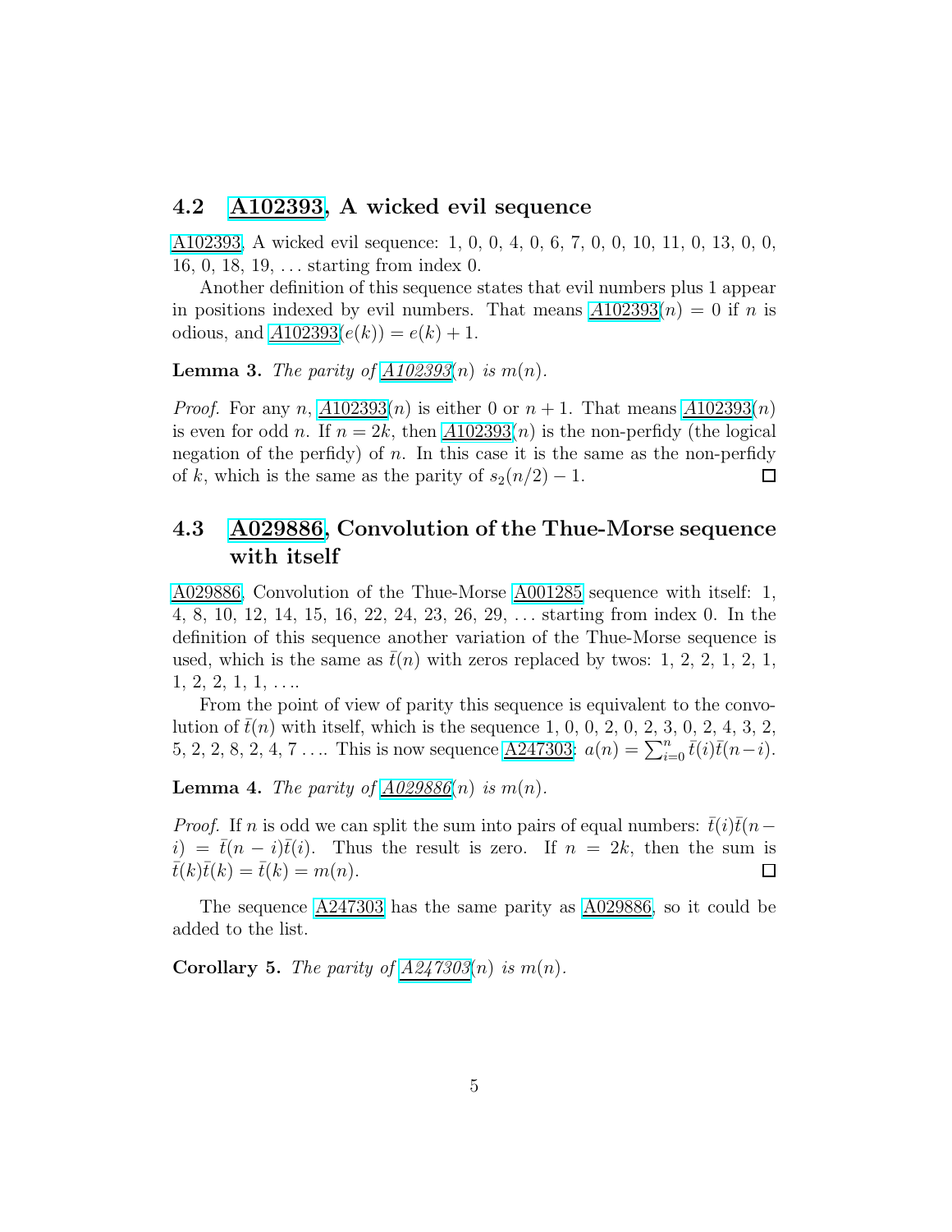### 4.2 A102393, A wicked evil sequence

A102393, A wicked evil sequence: 1, 0, 0, 4, 0, 6, 7, 0, 0, 10, 11, 0, 13, 0, 0, 16, 0, 18, 19, … starting from index 0.

Another definition of this sequence states that evil numbers plus 1 appear in positions indexed by evil numbers. That means $A102393(n) = 0$ if $n$ is odious, and $A102393(e(k)) = e(k) + 1$.

**Lemma 3.** *The parity of $A102393(n)$ is $m(n)$.*

*Proof.* For any $n$, $A102393(n)$ is either 0 or $n + 1$. That means $A102393(n)$ is even for odd $n$. If $n = 2k$, then $A102393(n)$ is the non-perfidy (the logical negation of the perfidy) of $n$. In this case it is the same as the non-perfidy of $k$, which is the same as the parity of $s_2(n/2) - 1$. □

### 4.3 A029886, Convolution of the Thue-Morse sequence with itself

A029886, Convolution of the Thue-Morse A001285 sequence with itself: 1, 4, 8, 10, 12, 14, 15, 16, 22, 24, 23, 26, 29, … starting from index 0. In the definition of this sequence another variation of the Thue-Morse sequence is used, which is the same as $\bar{t}(n)$ with zeros replaced by twos: 1, 2, 2, 1, 2, 1, 1, 2, 2, 1, 1, ….

From the point of view of parity this sequence is equivalent to the convolution of $\bar{t}(n)$ with itself, which is the sequence 1, 0, 0, 2, 0, 2, 3, 0, 2, 4, 3, 2, 5, 2, 2, 8, 2, 4, 7 …. This is now sequence A247303: $a(n) = \sum_{i=0}^{n} \bar{t}(i)\bar{t}(n-i)$.

**Lemma 4.** *The parity of $A029886(n)$ is $m(n)$.*

*Proof.* If $n$ is odd we can split the sum into pairs of equal numbers: $\bar{t}(i)\bar{t}(n-i) = \bar{t}(n-i)\bar{t}(i)$. Thus the result is zero. If $n = 2k$, then the sum is $\bar{t}(k)\bar{t}(k) = \bar{t}(k) = m(n)$. □

The sequence A247303 has the same parity as A029886, so it could be added to the list.

**Corollary 5.** *The parity of $A247303(n)$ is $m(n)$.*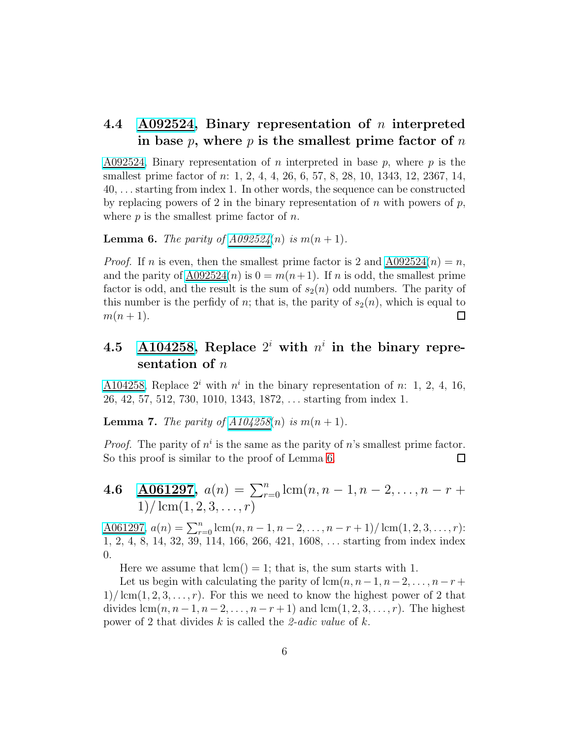### 4.4 A092524, Binary representation of $n$ interpreted in base $p$, where $p$ is the smallest prime factor of $n$

A092524, Binary representation of $n$ interpreted in base $p$, where $p$ is the smallest prime factor of $n$: 1, 2, 4, 4, 26, 6, 57, 8, 28, 10, 1343, 12, 2367, 14, 40, ... starting from index 1. In other words, the sequence can be constructed by replacing powers of 2 in the binary representation of $n$ with powers of $p$, where $p$ is the smallest prime factor of $n$.

**Lemma 6.** *The parity of A092524$(n)$ is $m(n+1)$.*

*Proof.* If $n$ is even, then the smallest prime factor is 2 and A092524$(n) = n$, and the parity of A092524$(n)$ is $0 = m(n+1)$. If $n$ is odd, the smallest prime factor is odd, and the result is the sum of $s_2(n)$ odd numbers. The parity of this number is the perfidy of $n$; that is, the parity of $s_2(n)$, which is equal to $m(n+1)$. □

### 4.5 A104258, Replace $2^i$ with $n^i$ in the binary representation of $n$

A104258, Replace $2^i$ with $n^i$ in the binary representation of $n$: 1, 2, 4, 16, 26, 42, 57, 512, 730, 1010, 1343, 1872, ... starting from index 1.

**Lemma 7.** *The parity of A104258$(n)$ is $m(n+1)$.*

*Proof.* The parity of $n^i$ is the same as the parity of $n$'s smallest prime factor. So this proof is similar to the proof of Lemma 6. □

### 4.6 A061297, $a(n) = \sum_{r=0}^{n} \operatorname{lcm}(n, n-1, n-2, \ldots, n-r+1)/\operatorname{lcm}(1, 2, 3, \ldots, r)$

A061297, $a(n) = \sum_{r=0}^{n} \operatorname{lcm}(n, n-1, n-2, \ldots, n-r+1)/\operatorname{lcm}(1, 2, 3, \ldots, r)$: 1, 2, 4, 8, 14, 32, 39, 114, 166, 266, 421, 1608, ... starting from index index 0.

Here we assume that $\operatorname{lcm}() = 1$; that is, the sum starts with 1.

Let us begin with calculating the parity of $\operatorname{lcm}(n, n-1, n-2, \ldots, n-r+1)/\operatorname{lcm}(1, 2, 3, \ldots, r)$. For this we need to know the highest power of 2 that divides $\operatorname{lcm}(n, n-1, n-2, \ldots, n-r+1)$ and $\operatorname{lcm}(1, 2, 3, \ldots, r)$. The highest power of 2 that divides $k$ is called the *2-adic value* of $k$.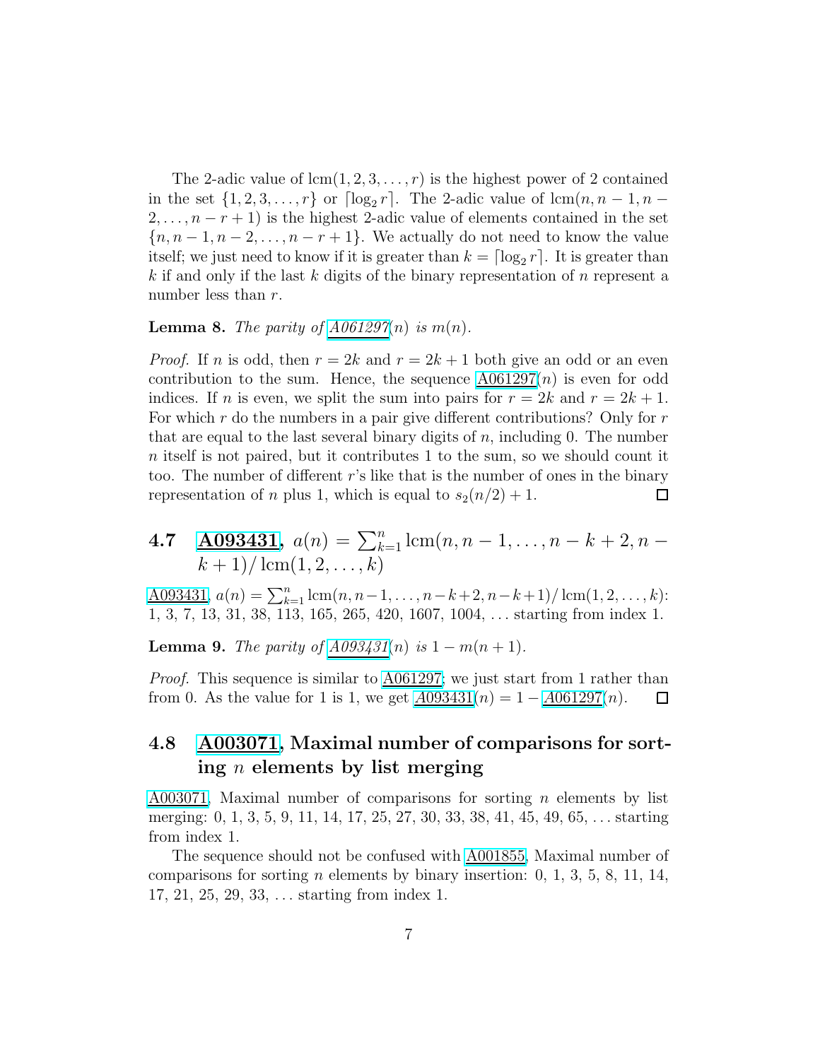The 2-adic value of $\operatorname{lcm}(1, 2, 3, \ldots, r)$ is the highest power of 2 contained in the set $\{1, 2, 3, \ldots, r\}$ or $\lceil \log_2 r \rceil$. The 2-adic value of $\operatorname{lcm}(n, n-1, n-2, \ldots, n-r+1)$ is the highest 2-adic value of elements contained in the set $\{n, n-1, n-2, \ldots, n-r+1\}$. We actually do not need to know the value itself; we just need to know if it is greater than $k = \lceil \log_2 r \rceil$. It is greater than $k$ if and only if the last $k$ digits of the binary representation of $n$ represent a number less than $r$.

**Lemma 8.** *The parity of A061297$(n)$ is $m(n)$.*

*Proof.* If $n$ is odd, then $r = 2k$ and $r = 2k+1$ both give an odd or an even contribution to the sum. Hence, the sequence A061297$(n)$ is even for odd indices. If $n$ is even, we split the sum into pairs for $r = 2k$ and $r = 2k+1$. For which $r$ do the numbers in a pair give different contributions? Only for $r$ that are equal to the last several binary digits of $n$, including 0. The number $n$ itself is not paired, but it contributes 1 to the sum, so we should count it too. The number of different $r$'s like that is the number of ones in the binary representation of $n$ plus 1, which is equal to $s_2(n/2) + 1$. ∎

## 4.7 A093431, $a(n) = \sum_{k=1}^{n} \operatorname{lcm}(n, n-1, \ldots, n-k+2, n-k+1)/\operatorname{lcm}(1, 2, \ldots, k)$

A093431, $a(n) = \sum_{k=1}^{n} \operatorname{lcm}(n, n-1, \ldots, n-k+2, n-k+1)/\operatorname{lcm}(1, 2, \ldots, k)$: 1, 3, 7, 13, 31, 38, 113, 165, 265, 420, 1607, 1004, … starting from index 1.

**Lemma 9.** *The parity of A093431$(n)$ is $1 - m(n+1)$.*

*Proof.* This sequence is similar to A061297; we just start from 1 rather than from 0. As the value for 1 is 1, we get A093431$(n) = 1 -$ A061297$(n)$. ∎

## 4.8 A003071, Maximal number of comparisons for sorting $n$ elements by list merging

A003071, Maximal number of comparisons for sorting $n$ elements by list merging: 0, 1, 3, 5, 9, 11, 14, 17, 25, 27, 30, 33, 38, 41, 45, 49, 65, … starting from index 1.

The sequence should not be confused with A001855, Maximal number of comparisons for sorting $n$ elements by binary insertion: 0, 1, 3, 5, 8, 11, 14, 17, 21, 25, 29, 33, … starting from index 1.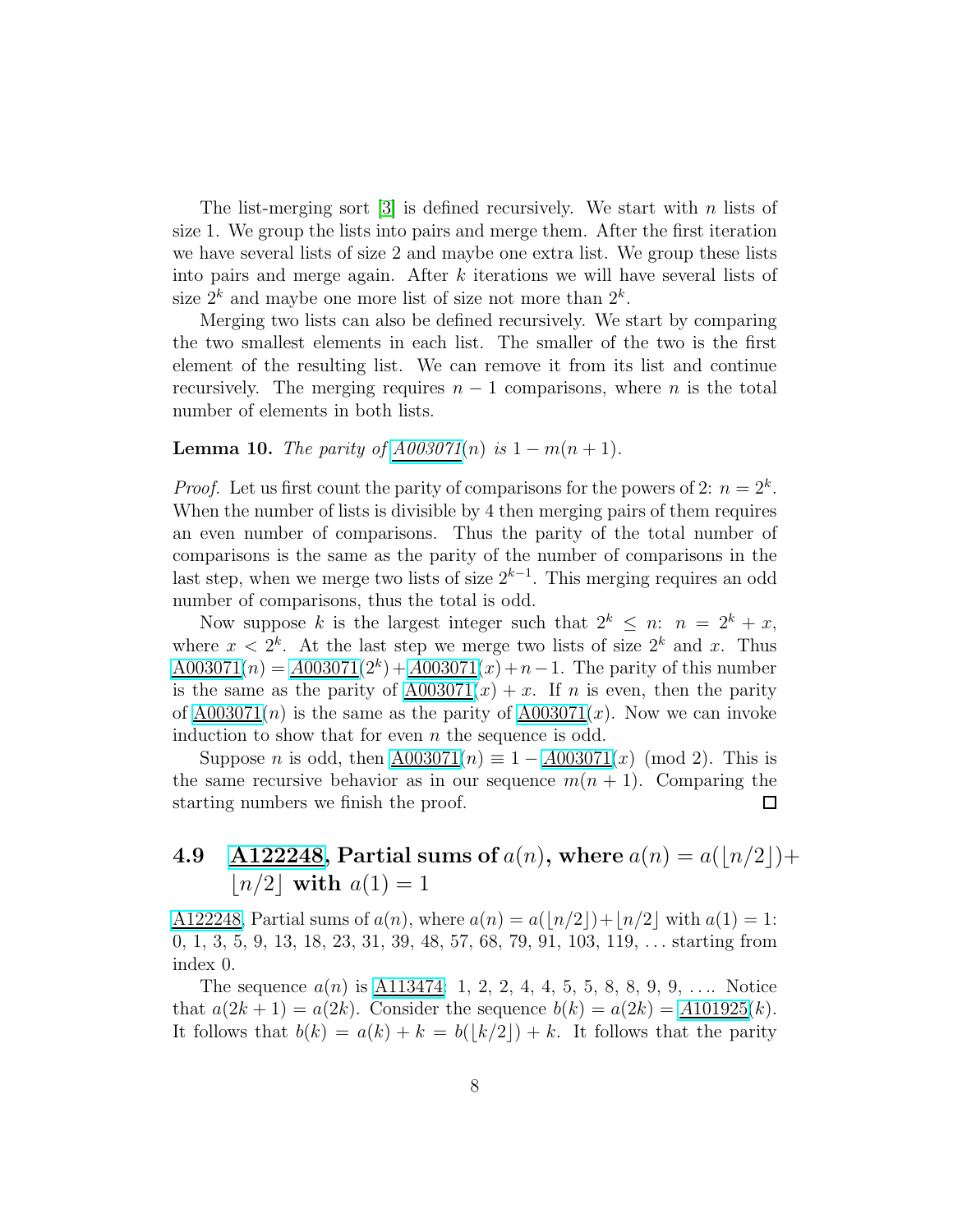The list-merging sort [3] is defined recursively. We start with $n$ lists of size 1. We group the lists into pairs and merge them. After the first iteration we have several lists of size 2 and maybe one extra list. We group these lists into pairs and merge again. After $k$ iterations we will have several lists of size $2^k$ and maybe one more list of size not more than $2^k$.

Merging two lists can also be defined recursively. We start by comparing the two smallest elements in each list. The smaller of the two is the first element of the resulting list. We can remove it from its list and continue recursively. The merging requires $n-1$ comparisons, where $n$ is the total number of elements in both lists.

**Lemma 10.** *The parity of A003071$(n)$ is $1 - m(n+1)$.*

*Proof.* Let us first count the parity of comparisons for the powers of 2: $n = 2^k$. When the number of lists is divisible by 4 then merging pairs of them requires an even number of comparisons. Thus the parity of the total number of comparisons is the same as the parity of the number of comparisons in the last step, when we merge two lists of size $2^{k-1}$. This merging requires an odd number of comparisons, thus the total is odd.

Now suppose $k$ is the largest integer such that $2^k \leq n$: $n = 2^k + x$, where $x < 2^k$. At the last step we merge two lists of size $2^k$ and $x$. Thus A003071$(n) =$ A003071$(2^k) +$ A003071$(x) + n - 1$. The parity of this number is the same as the parity of A003071$(x) + x$. If $n$ is even, then the parity of A003071$(n)$ is the same as the parity of A003071$(x)$. Now we can invoke induction to show that for even $n$ the sequence is odd.

Suppose $n$ is odd, then A003071$(n) \equiv 1 -$ A003071$(x) \pmod 2$. This is the same recursive behavior as in our sequence $m(n+1)$. Comparing the starting numbers we finish the proof. □

## 4.9 A122248, Partial sums of $a(n)$, where $a(n) = a(\lfloor n/2 \rfloor) + \lfloor n/2 \rfloor$ with $a(1) = 1$

A122248, Partial sums of $a(n)$, where $a(n) = a(\lfloor n/2 \rfloor) + \lfloor n/2 \rfloor$ with $a(1) = 1$: 0, 1, 3, 5, 9, 13, 18, 23, 31, 39, 48, 57, 68, 79, 91, 103, 119, ... starting from index 0.

The sequence $a(n)$ is A113474: 1, 2, 2, 4, 4, 5, 5, 8, 8, 9, 9, .... Notice that $a(2k+1) = a(2k)$. Consider the sequence $b(k) = a(2k) =$ A101925$(k)$. It follows that $b(k) = a(k) + k = b(\lfloor k/2 \rfloor) + k$. It follows that the parity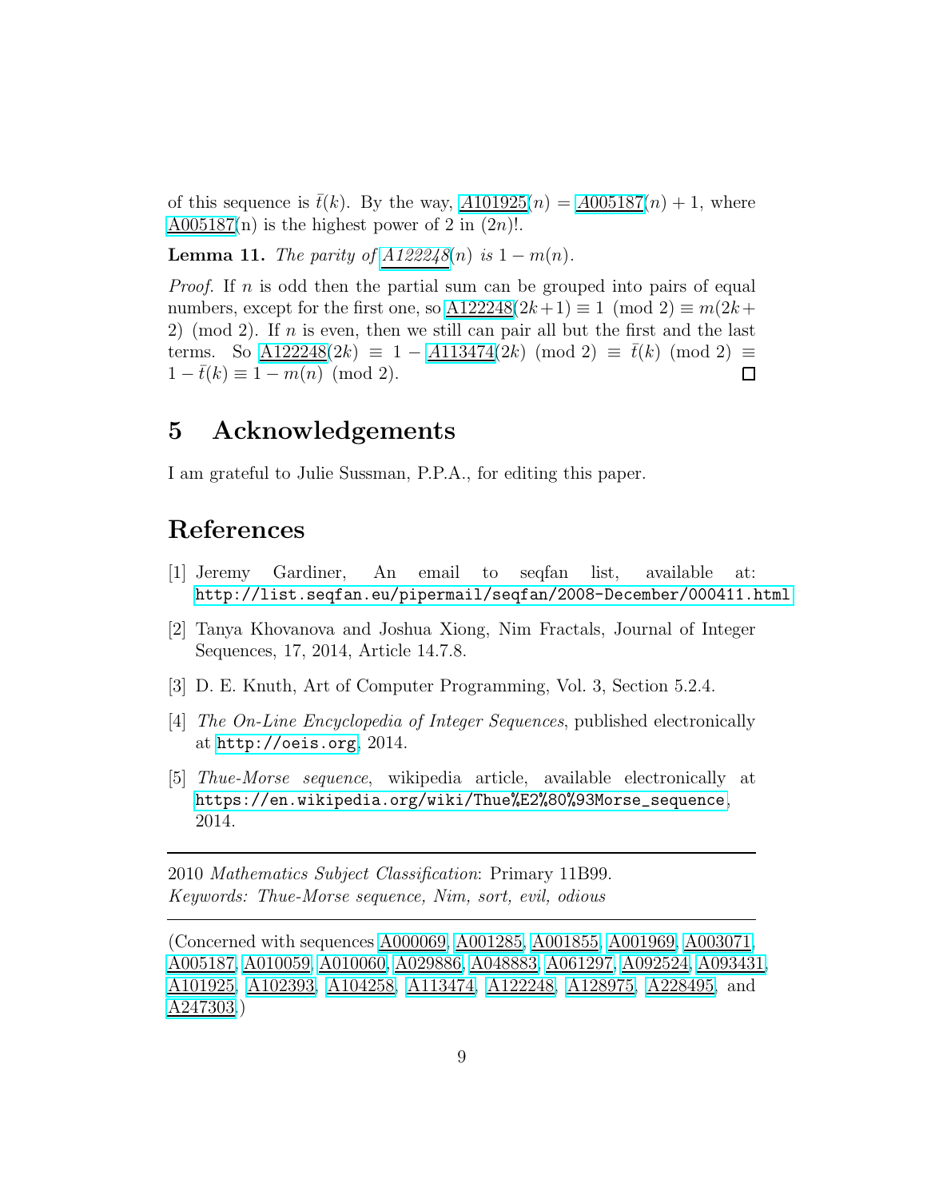of this sequence is $\bar{t}(k)$. By the way, A101925$(n)$ = A005187$(n) + 1$, where A005187(n) is the highest power of 2 in $(2n)!$.

**Lemma 11.** *The parity of A122248$(n)$ is $1 - m(n)$.*

*Proof.* If $n$ is odd then the partial sum can be grouped into pairs of equal numbers, except for the first one, so A122248$(2k+1) \equiv 1 \pmod 2 \equiv m(2k+2) \pmod 2$. If $n$ is even, then we still can pair all but the first and the last terms. So A122248$(2k) \equiv 1 -$ A113474$(2k) \pmod 2 \equiv \bar{t}(k) \pmod 2 \equiv 1 - \bar{t}(k) \equiv 1 - m(n) \pmod 2$. □

## 5 Acknowledgements

I am grateful to Julie Sussman, P.P.A., for editing this paper.

## References

[1] Jeremy Gardiner, An email to seqfan list, available at: http://list.seqfan.eu/pipermail/seqfan/2008-December/000411.html

[2] Tanya Khovanova and Joshua Xiong, Nim Fractals, Journal of Integer Sequences, 17, 2014, Article 14.7.8.

[3] D. E. Knuth, Art of Computer Programming, Vol. 3, Section 5.2.4.

[4] *The On-Line Encyclopedia of Integer Sequences*, published electronically at http://oeis.org, 2014.

[5] *Thue-Morse sequence*, wikipedia article, available electronically at https://en.wikipedia.org/wiki/Thue%E2%80%93Morse_sequence, 2014.

---

2010 *Mathematics Subject Classification*: Primary 11B99.
*Keywords: Thue-Morse sequence, Nim, sort, evil, odious*

---

(Concerned with sequences A000069, A001285, A001855, A001969, A003071, A005187, A010059, A010060, A029886, A048883, A061297, A092524, A093431, A101925, A102393, A104258, A113474, A122248, A128975, A228495, and A247303.)